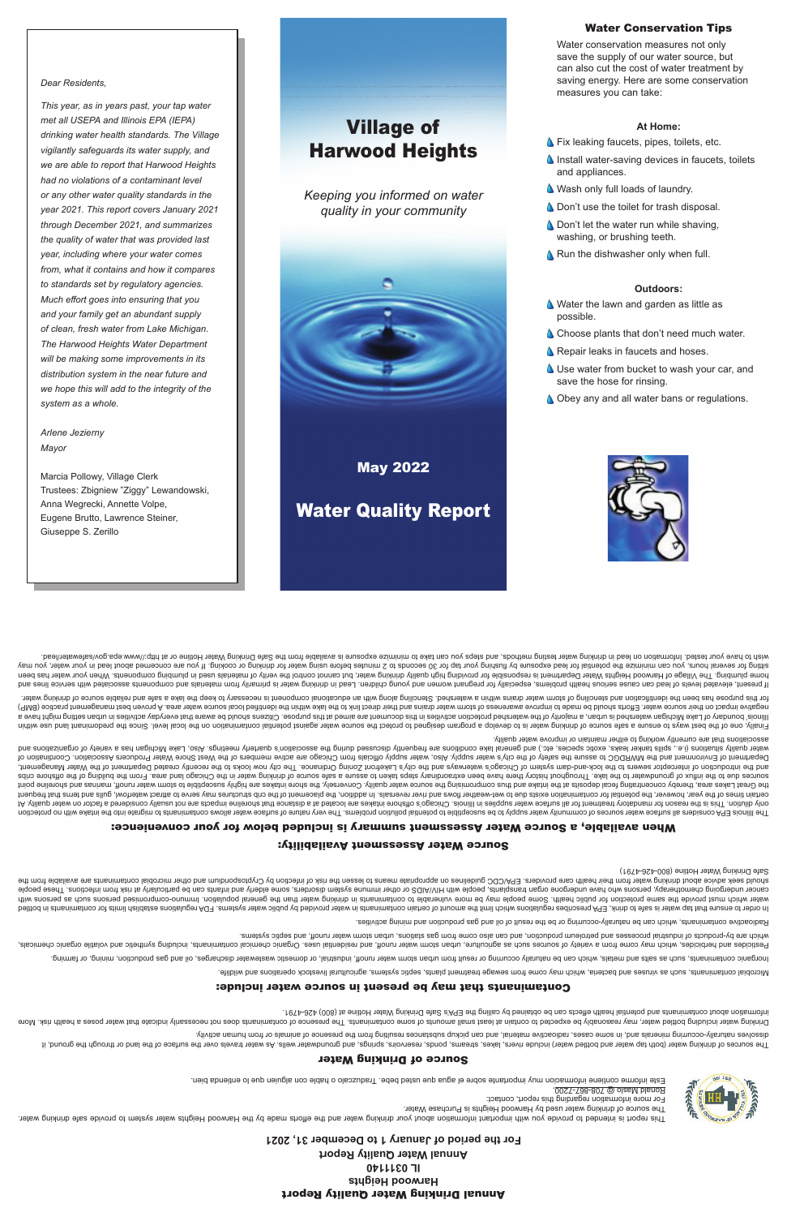*Dear Residents,*

*This year, as in years past, your tap water met all USEPA and Illinois EPA (IEPA) drinking water health standards. The Village vigilantly safeguards its water supply, and we are able to report that Harwood Heights had no violations of a contaminant level or any other water quality standards in the year 2021. This report covers January 2021 through December 2021, and summarizes the quality of water that was provided last year, including where your water comes from, what it contains and how it compares to standards set by regulatory agencies. Much effort goes into ensuring that you and your family get an abundant supply of clean, fresh water from Lake Michigan. The Harwood Heights Water Department will be making some improvements in its distribution system in the near future and we hope this will add to the integrity of the system as a whole.*

*Arlene Jezierny*
*Mayor*

Marcia Pollowy, Village Clerk
Trustees: Zbigniew "Ziggy" Lewandowski, Anna Wegrecki, Annette Volpe, Eugene Brutto, Lawrence Steiner, Giuseppe S. Zerillo

# Village of Harwood Heights

*Keeping you informed on water quality in your community*

**May 2022**

# Water Quality Report

## Water Conservation Tips

Water conservation measures not only save the supply of our water source, but can also cut the cost of water treatment by saving energy. Here are some conservation measures you can take:

**At Home:**

- Fix leaking faucets, pipes, toilets, etc.
- Install water-saving devices in faucets, toilets and appliances.
- Wash only full loads of laundry.
- Don't use the toilet for trash disposal.
- Don't let the water run while shaving, washing, or brushing teeth.
- Run the dishwasher only when full.

**Outdoors:**

- Water the lawn and garden as little as possible.
- Choose plants that don't need much water.
- Repair leaks in faucets and hoses.
- Use water from bucket to wash your car, and save the hose for rinsing.
- Obey any and all water bans or regulations.

# Annual Drinking Water Quality Report

**Harwood Heights**
**IL 0311140**
**Annual Water Quality Report**
**For the period of January 1 to December 31, 2021**

This report is intended to provide you with important information about your drinking water and the efforts made by the Harwood Heights water system to provide safe drinking water.
The source of drinking water used by Harwood Heights is Purchase Water.
For more information regarding this report, contact:
Ronald Masio @ 708-867-7200.
Este informe contiene información muy importante sobre el agua que usted bebe. Tradúzcalo ó hable con alguien que lo entienda bien.

## Source of Drinking Water

The sources of drinking water (both tap water and bottled water) include rivers, lakes, streams, ponds, reservoirs, springs, and groundwater wells. As water travels over the surface of the land or through the ground, it dissolves naturally-occurring minerals and, in some cases, radioactive material, and can pick up substances resulting from the presence of animals or from human activity.

Drinking water including bottled water, may reasonably be expected to contain at least small amounts of some contaminants. The presence of contaminants does not necessarily indicate that water poses a health risk. More information about contaminants and potential health effects can be obtained by calling the EPA's Safe Drinking Water Hotline at (800) 426-4791.

## Contaminants that may be present in source water include:

Microbial contaminants, such as viruses and bacteria, which may come from sewage treatment plants, septic systems, agricultural livestock operations and wildlife.

Inorganic contaminants, such as salts and metals, which can be naturally occurring or result from urban storm water runoff, industrial, or domestic wastewater discharges, oil and gas production, mining, or farming.

Pesticides and herbicides, which may come from a variety of sources such as agriculture, urban storm water runoff, and residential uses. Organic chemical contaminants, including synthetic and volatile organic chemicals, which are by-products of industrial processes and petroleum production, and can also come from gas stations, urban storm water runoff, and septic systems.

Radioactive contaminants, which can be naturally-occurring or be the result of oil and gas production and mining activities.

In order to ensure that tap water is safe to drink, EPA prescribes regulations which limit the amount of certain contaminants in water provided by public water systems. FDA regulations establish limits for contaminants in bottled water which must provide the same protection for public health. Some people may be more vulnerable to contaminants in drinking water than the general population. Immuno-compromised persons such as persons with cancer undergoing chemotherapy, persons who have undergone organ transplants, people with HIV/AIDS or other immune system disorders, some elderly and infants can be particularly at risk from infections. These people should seek advice about drinking water from their health care providers. EPA/CDC guidelines on appropriate means to lessen the risk of infection by Cryptosporidium and other microbial contaminants are available from the Safe Drinking Water Hotline (800-426-4791)

## Source Water Assessment Availability:

### When available, a Source Water Assessment summary is included below for your convenience:

The Illinois EPA considers all surface water sources of community water supply to be susceptible to potential pollution problems. The very nature of surface water allows contaminants to migrate into the intake with no protection only dilution. This is the reason for mandatory treatment for all surface water supplies in Illinois. Chicago's offshore intakes are located at a distance that shoreline impacts are not usually considered a factor on water quality. At certain times of the year, however, the potential for contamination exists due to wet-weather flows and river reversals. In addition, the placement of the crib structures may serve to attract waterfowl, gulls and terns that frequent the Great Lakes area, thereby concentrating fecal deposits at the intake and thus compromising the source water quality. Conversely, the shore intakes are highly susceptible to storm water runoff, marinas and shoreline point sources due to the influx of groundwater to the lake. Throughout history there have been extraordinary steps taken to assure a safe source of drinking water in the Chicago land area. From the building of the offshore cribs and the introduction of interceptor sewers to the lock-and-dam system of Chicago's waterways and the city's Lakefront Zoning Ordinance. The city now looks to the recently created Department of the Water Management, Department of Environment and the MWRDGC to assure the safety of the city's water supply. Also, water supply officials from Chicago are active members of the West Shore Water Producers Association. Coordination of water quality situations (i.e., spills tanker leaks, exotic species, etc.) and general lake conditions are frequently discussed during the association's quarterly meetings. Also, Lake Michigan has a variety of organizations and associations that are currently working to either maintain or improve water quality.

Finally, one of the best ways to ensure a safe source of drinking water is to develop a program designed to protect the source water against potential contamination on the local level. Since the predominant land use within Illinois' boundary of Lake Michigan watershed is urban, a majority of the watershed protection activities in this document are aimed at this purpose. Citizens should be aware that everyday activities in urban setting might have a negative impact on their source water. Efforts should be made to improve awareness of storm water drains and their direct link to the lake within the identified local source water area. A proven best management practice (BMP) for this purpose has been the identification and stenciling of storm water drains within a watershed. Stenciling along with an educational component is necessary to keep the lake a safe and reliable source of drinking water.

If present, elevated levels of lead can cause serious health problems, especially for pregnant women and young children. Lead in drinking water is primarily from materials and components associated with service lines and home plumbing. The Village of Harwood Heights Water Department is responsible for providing high quality drinking water, but cannot control the verity of materials used in plumbing components. When your water has been sitting for several hours, you can minimize the potential for lead exposure by flushing your tap for 30 seconds to 2 minutes before using water for drinking or cooking. If you are concerned about lead in your water, you may wish to have your water tested. Information on lead in drinking water, testing methods, and steps you can take to minimize exposure is available from the Safe Drinking Water Hotline or at http://www.epa.gov/safewaterlead.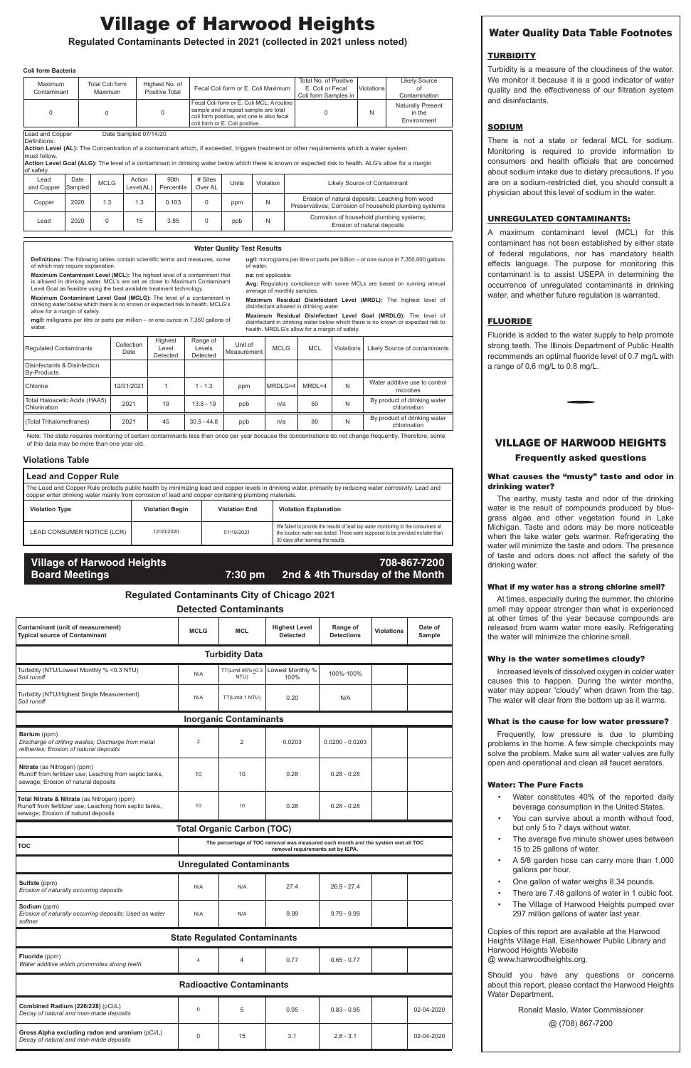# Village of Harwood Heights

**Regulated Contaminants Detected in 2021 (collected in 2021 unless noted)**

**Coli form Bacteria**

| Maximum Contaminant | Total Coli form Maximum | Highest No. of Positive Total | Fecal Coli form or E. Coli Maximum | Total No. of Positive E. Coli or Fecal Coli form Samples in | Violations | Likely Source of Contamination |
|---|---|---|---|---|---|---|
| 0 | 0 | 0 | Fecal Coli form or E. Coli MCL: A routine sample and a repeat sample are total coli form positive, and one is also fecal coli form or E. Coli positive. | 0 | N | Naturally Present in the Environment |

Lead and Copper Date Sampled 07/14/20

Definitions:

**Action Level (AL):** The Concentration of a contaminant which, if exceeded, triggers treatment or other requirements which a water system must follow.

**Action Level Goal (ALG):** The level of a contaminant in drinking water below which there is known or expected risk to health. ALG's allow for a margin of safety.

| Lead and Copper | Date Sampled | MCLG | Action Level(AL) | 90th Percentile | # Sites Over AL | Units | Violation | Likely Source of Contaminant |
|---|---|---|---|---|---|---|---|---|
| Copper | 2020 | 1.3 | 1.3 | 0.103 | 0 | ppm | N | Erosion of natural deposits; Leaching from wood Preservatives; Corrosion of household plumbing systems |
| Lead | 2020 | 0 | 15 | 3.85 | 0 | ppb | N | Corrosion of household plumbing systems; Erosion of natural deposits |

**Water Quality Test Results**

**Definitions:** The following tables contain scientific terms and measures, some of which may require explanation.

**Maximum Contaminant Level (MCL):** The highest level of a contaminant that is allowed in drinking water. MCL's are set as close to Maximum Contaminant Level Goal as feasible using the best available treatment technology.

**Maximum Contaminant Level Goal (MCLG):** The level of a contaminant in drinking water below which there is no known or expected risk to health. MCLG's allow for a margin of safety.

**mg/l:** milligrams per litre or parts per million – or one ounce in 7,350 gallons of water.

**ug/l:** micrograms per litre or parts per billion – or one ounce in 7,350,000 gallons of water.

**na:** not applicable

**Avg:** Regulatory compliance with some MCLs are based on running annual average of monthly samples.

**Maximum Residual Disinfectant Level (MRDL):** The highest level of disinfectant allowed in drinking water.

**Maximum Residual Disinfectant Level Goal (MRDLG):** The level of disinfectant in drinking water below which there is no known or expected risk to health. MRDLG's allow for a margin of safety.

| Regulated Contaminants | Collection Date | Highest Level Detected | Range of Levels Detected | Unit of Measurement | MCLG | MCL | Violations | Likely Source of contaminants |
|---|---|---|---|---|---|---|---|---|
| Disinfectants & Disinfection By-Products | | | | | | | | |
| Chlorine | 12/31/2021 | 1 | 1 - 1.3 | ppm | MRDLG=4 | MRDL=4 | N | Water additive use to control microbes |
| Total Haloacetic Acids (HAA5) Chlorination | 2021 | 19 | 13.8 - 19 | ppb | n/a | 60 | N | By product of drinking water chlorination |
| (Total Trihalomethanes) | 2021 | 45 | 30.5 - 44.8 | ppb | n/a | 80 | N | By product of drinking water chlorination |

Note: The state requires monitoring of certain contaminants less than once per year because the concentrations do not change frequently. Therefore, some of this data may be more than one year old.

## Violations Table

**Lead and Copper Rule**

The Lead and Copper Rule protects public health by minimizing lead and copper levels in drinking water, primarily by reducing water corrosivity. Lead and copper enter drinking water mainly from corrosion of lead and copper containing plumbing materials.

| Violation Type | Violation Begin | Violation End | Violation Explanation |
|---|---|---|---|
| LEAD CONSUMER NOTICE (LCR) | 12/30/2020 | 01/19/2021 | We failed to provide the results of lead tap water monitoring to the consumers at the location water was tested. These were supposed to be provided no later than 30 days after learning the results. |

**Village of Harwood Heights Board Meetings 708-867-7200 7:30 pm 2nd & 4th Thursday of the Month**

## Regulated Contaminants City of Chicago 2021

### Detected Contaminants

| Contaminant (unit of measurement) Typical source of Contaminant | MCLG | MCL | Highest Level Detected | Range of Detections | Violations | Date of Sample |
|---|---|---|---|---|---|---|
| **Turbidity Data** | | | | | | |
| Turbidity (NTU/Lowest Monthly % <0.3 NTU) *Soil runoff* | N/A | TT(Limit 95%≤0.3 NTU) | Lowest Monthly % 100% | 100%-100% | | |
| Turbidity (NTU/Highest Single Measurement) *Soil runoff* | N/A | TT(Limit 1 NTU) | 0.20 | N/A | | |
| **Inorganic Contaminants** | | | | | | |
| **Barium** (ppm) *Discharge of drilling wastes; Discharge from metal refineries; Erosion of natural deposits* | 2 | 2 | 0.0203 | 0.0200 - 0.0203 | | |
| **Nitrate** (as Nitrogen) (ppm) Runoff from fertilizer use; Leaching from septic tanks, sewage; Erosion of natural deposits | 10 | 10 | 0.28 | 0.28 - 0.28 | | |
| **Total Nitrate & Nitrate** (as Nitrogen) (ppm) Runoff from fertilizer use; Leaching from septic tanks, sewage; Erosion of natural deposits | 10 | 10 | 0.28 | 0.28 - 0.28 | | |
| **Total Organic Carbon (TOC)** | | | | | | |
| **TOC** | The percentage of TOC removal was measured each month and the system met all TOC removal requirements set by IEPA. | | | | | |
| **Unregulated Contaminants** | | | | | | |
| **Sulfate** (ppm) *Erosion of naturally occurring deposits* | N/A | N/A | 27.4 | 26.9 - 27.4 | | |
| **Sodium** (ppm) *Erosion of naturally occurring deposits; Used as water softner* | N/A | N/A | 9.99 | 9.79 - 9.99 | | |
| **State Regulated Contaminants** | | | | | | |
| **Fluoride** (ppm) *Water additive which prommotes strong teeth* | 4 | 4 | 0.77 | 0.65 - 0.77 | | |
| **Radioactive Contaminants** | | | | | | |
| **Combined Radium (226/228)** (pCi/L) *Decay of natural and man-made deposits* | 0 | 5 | 0.95 | 0.83 - 0.95 | | 02-04-2020 |
| **Gross Alpha excluding radon and uranium** (pCi/L) *Decay of natural and man-made deposits* | 0 | 15 | 3.1 | 2.8 - 3.1 | | 02-04-2020 |

## Water Quality Data Table Footnotes

### TURBIDITY

Turbidity is a measure of the cloudiness of the water. We monitor it because it is a good indicator of water quality and the effectiveness of our filtration system and disinfectants.

### SODIUM

There is not a state or federal MCL for sodium. Monitoring is required to provide information to consumers and health officials that are concerned about sodium intake due to dietary precautions. If you are on a sodium-restricted diet, you should consult a physician about this level of sodium in the water.

### UNREGULATED CONTAMINANTS:

A maximum contaminant level (MCL) for this contaminant has not been established by either state of federal regulations, nor has mandatory health effects language. The purpose for monitoring this contaminant is to assist USEPA in determining the occurrence of unregulated contaminants in drinking water, and whether future regulation is warranted.

### FLUORIDE

Fluoride is added to the water supply to help promote strong teeth. The Illinois Department of Public Health recommends an optimal fluoride level of 0.7 mg/L with a range of 0.6 mg/L to 0.8 mg/L.

## VILLAGE OF HARWOOD HEIGHTS

### Frequently asked questions

#### What causes the "musty" taste and odor in drinking water?

The earthy, musty taste and odor of the drinking water is the result of compounds produced by blue-grass algae and other vegetation found in Lake Michigan. Taste and odors may be more noticeable when the lake water gets warmer. Refrigerating the water will minimize the taste and odors. The presence of taste and odors does not affect the safety of the drinking water.

#### What if my water has a strong chlorine smell?

At times, especially during the summer, the chlorine smell may appear stronger than what is experienced at other times of the year because compounds are released from warm water more easily. Refrigerating the water will minimize the chlorine smell.

#### Why is the water sometimes cloudy?

Increased levels of dissolved oxygen in colder water causes this to happen. During the winter months, water may appear "cloudy" when drawn from the tap. The water will clear from the bottom up as it warms.

#### What is the cause for low water pressure?

Frequently, low pressure is due to plumbing problems in the home. A few simple checkpoints may solve the problem. Make sure all water valves are fully open and operational and clean all faucet aerators.

#### Water: The Pure Facts

- Water constitutes 40% of the reported daily beverage consumption in the United States.
- You can survive about a month without food, but only 5 to 7 days without water.
- The average five minute shower uses between 15 to 25 gallons of water.
- A 5/8 garden hose can carry more than 1,000 gallons per hour.
- One gallon of water weighs 8.34 pounds.
- There are 7.48 gallons of water in 1 cubic foot.
- The Village of Harwood Heights pumped over 297 million gallons of water last year.

Copies of this report are available at the Harwood Heights Village Hall, Eisenhower Public Library and Harwood Heights Website @ www.harwoodheights.org.

Should you have any questions or concerns about this report, please contact the Harwood Heights Water Department.

Ronald Maslo, Water Commissioner

@ (708) 867-7200